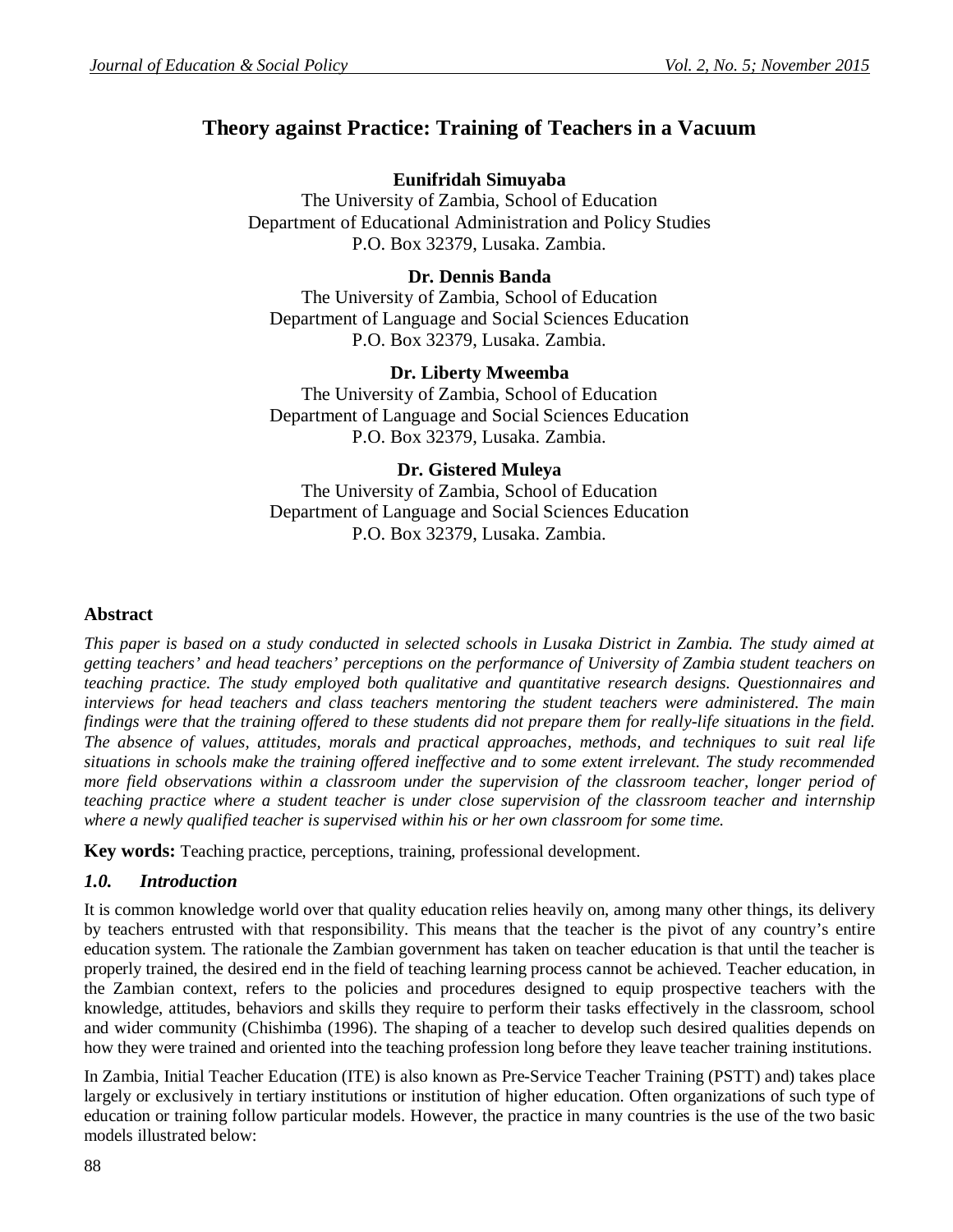# Theory against Practice: Training of Teachers in a Vacuum

**Eunifridah Simuyaba**
The University of Zambia, School of Education
Department of Educational Administration and Policy Studies
P.O. Box 32379, Lusaka. Zambia.

**Dr. Dennis Banda**
The University of Zambia, School of Education
Department of Language and Social Sciences Education
P.O. Box 32379, Lusaka. Zambia.

**Dr. Liberty Mweemba**
The University of Zambia, School of Education
Department of Language and Social Sciences Education
P.O. Box 32379, Lusaka. Zambia.

**Dr. Gistered Muleya**
The University of Zambia, School of Education
Department of Language and Social Sciences Education
P.O. Box 32379, Lusaka. Zambia.

## Abstract

*This paper is based on a study conducted in selected schools in Lusaka District in Zambia. The study aimed at getting teachers' and head teachers' perceptions on the performance of University of Zambia student teachers on teaching practice. The study employed both qualitative and quantitative research designs. Questionnaires and interviews for head teachers and class teachers mentoring the student teachers were administered. The main findings were that the training offered to these students did not prepare them for really-life situations in the field. The absence of values, attitudes, morals and practical approaches, methods, and techniques to suit real life situations in schools make the training offered ineffective and to some extent irrelevant. The study recommended more field observations within a classroom under the supervision of the classroom teacher, longer period of teaching practice where a student teacher is under close supervision of the classroom teacher and internship where a newly qualified teacher is supervised within his or her own classroom for some time.*

**Key words:** Teaching practice, perceptions, training, professional development.

## *1.0. Introduction*

It is common knowledge world over that quality education relies heavily on, among many other things, its delivery by teachers entrusted with that responsibility. This means that the teacher is the pivot of any country's entire education system. The rationale the Zambian government has taken on teacher education is that until the teacher is properly trained, the desired end in the field of teaching learning process cannot be achieved. Teacher education, in the Zambian context, refers to the policies and procedures designed to equip prospective teachers with the knowledge, attitudes, behaviors and skills they require to perform their tasks effectively in the classroom, school and wider community (Chishimba (1996). The shaping of a teacher to develop such desired qualities depends on how they were trained and oriented into the teaching profession long before they leave teacher training institutions.

In Zambia, Initial Teacher Education (ITE) is also known as Pre-Service Teacher Training (PSTT) and) takes place largely or exclusively in tertiary institutions or institution of higher education. Often organizations of such type of education or training follow particular models. However, the practice in many countries is the use of the two basic models illustrated below: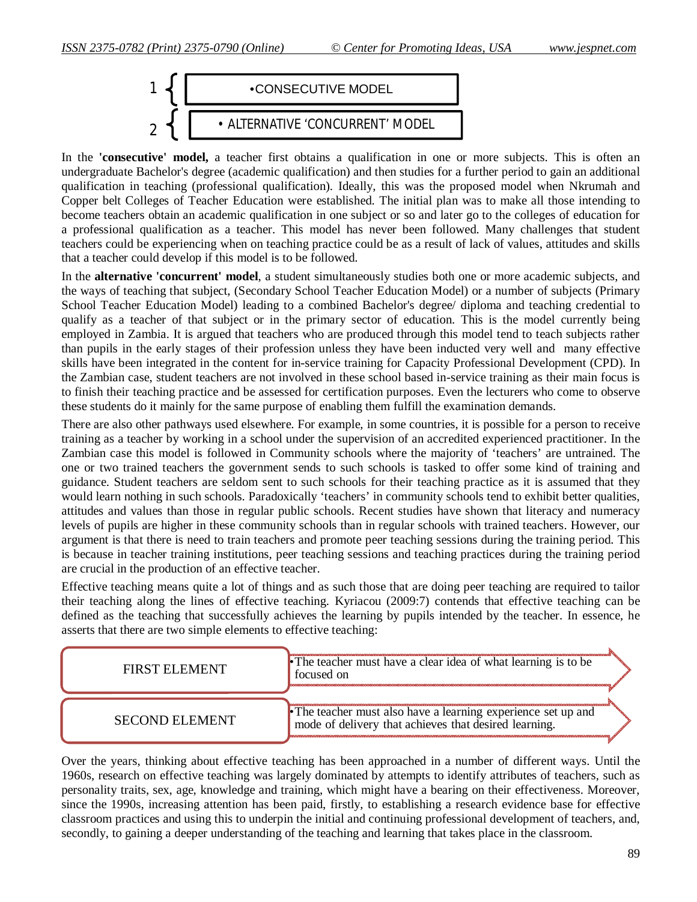1 •CONSECUTIVE MODEL

2 • ALTERNATIVE 'CONCURRENT' MODEL

In the **'consecutive' model,** a teacher first obtains a qualification in one or more subjects. This is often an undergraduate Bachelor's degree (academic qualification) and then studies for a further period to gain an additional qualification in teaching (professional qualification). Ideally, this was the proposed model when Nkrumah and Copper belt Colleges of Teacher Education were established. The initial plan was to make all those intending to become teachers obtain an academic qualification in one subject or so and later go to the colleges of education for a professional qualification as a teacher. This model has never been followed. Many challenges that student teachers could be experiencing when on teaching practice could be as a result of lack of values, attitudes and skills that a teacher could develop if this model is to be followed.

In the **alternative 'concurrent' model**, a student simultaneously studies both one or more academic subjects, and the ways of teaching that subject, (Secondary School Teacher Education Model) or a number of subjects (Primary School Teacher Education Model) leading to a combined Bachelor's degree/ diploma and teaching credential to qualify as a teacher of that subject or in the primary sector of education. This is the model currently being employed in Zambia. It is argued that teachers who are produced through this model tend to teach subjects rather than pupils in the early stages of their profession unless they have been inducted very well and many effective skills have been integrated in the content for in-service training for Capacity Professional Development (CPD). In the Zambian case, student teachers are not involved in these school based in-service training as their main focus is to finish their teaching practice and be assessed for certification purposes. Even the lecturers who come to observe these students do it mainly for the same purpose of enabling them fulfill the examination demands.

There are also other pathways used elsewhere. For example, in some countries, it is possible for a person to receive training as a teacher by working in a school under the supervision of an accredited experienced practitioner. In the Zambian case this model is followed in Community schools where the majority of 'teachers' are untrained. The one or two trained teachers the government sends to such schools is tasked to offer some kind of training and guidance. Student teachers are seldom sent to such schools for their teaching practice as it is assumed that they would learn nothing in such schools. Paradoxically 'teachers' in community schools tend to exhibit better qualities, attitudes and values than those in regular public schools. Recent studies have shown that literacy and numeracy levels of pupils are higher in these community schools than in regular schools with trained teachers. However, our argument is that there is need to train teachers and promote peer teaching sessions during the training period. This is because in teacher training institutions, peer teaching sessions and teaching practices during the training period are crucial in the production of an effective teacher.

Effective teaching means quite a lot of things and as such those that are doing peer teaching are required to tailor their teaching along the lines of effective teaching. Kyriacou (2009:7) contends that effective teaching can be defined as the teaching that successfully achieves the learning by pupils intended by the teacher. In essence, he asserts that there are two simple elements to effective teaching:

| | |
|---|---|
| FIRST ELEMENT | •The teacher must have a clear idea of what learning is to be focused on |
| SECOND ELEMENT | •The teacher must also have a learning experience set up and mode of delivery that achieves that desired learning. |

Over the years, thinking about effective teaching has been approached in a number of different ways. Until the 1960s, research on effective teaching was largely dominated by attempts to identify attributes of teachers, such as personality traits, sex, age, knowledge and training, which might have a bearing on their effectiveness. Moreover, since the 1990s, increasing attention has been paid, firstly, to establishing a research evidence base for effective classroom practices and using this to underpin the initial and continuing professional development of teachers, and, secondly, to gaining a deeper understanding of the teaching and learning that takes place in the classroom.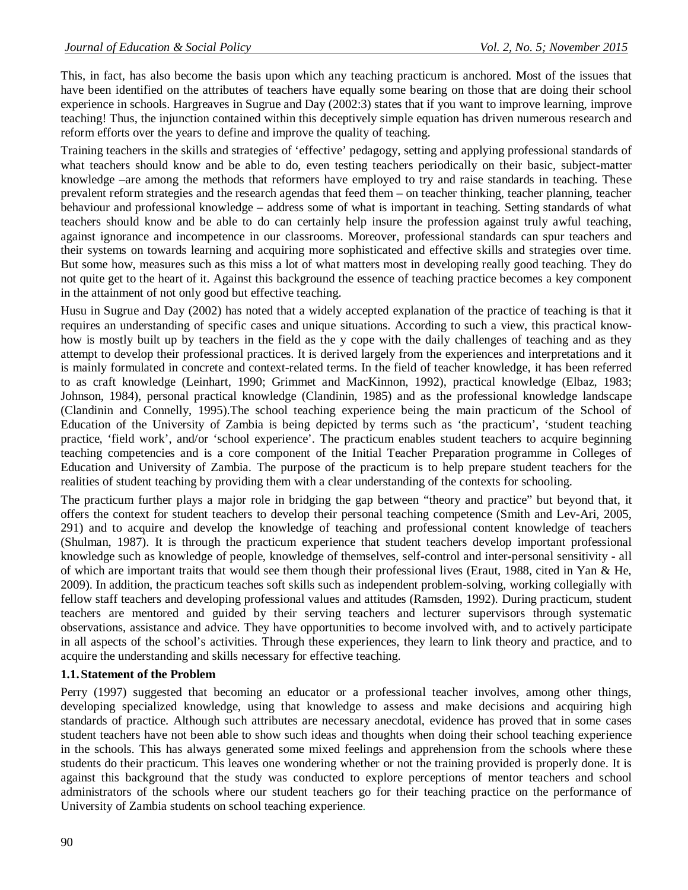This, in fact, has also become the basis upon which any teaching practicum is anchored. Most of the issues that have been identified on the attributes of teachers have equally some bearing on those that are doing their school experience in schools. Hargreaves in Sugrue and Day (2002:3) states that if you want to improve learning, improve teaching! Thus, the injunction contained within this deceptively simple equation has driven numerous research and reform efforts over the years to define and improve the quality of teaching.

Training teachers in the skills and strategies of 'effective' pedagogy, setting and applying professional standards of what teachers should know and be able to do, even testing teachers periodically on their basic, subject-matter knowledge –are among the methods that reformers have employed to try and raise standards in teaching. These prevalent reform strategies and the research agendas that feed them – on teacher thinking, teacher planning, teacher behaviour and professional knowledge – address some of what is important in teaching. Setting standards of what teachers should know and be able to do can certainly help insure the profession against truly awful teaching, against ignorance and incompetence in our classrooms. Moreover, professional standards can spur teachers and their systems on towards learning and acquiring more sophisticated and effective skills and strategies over time. But some how, measures such as this miss a lot of what matters most in developing really good teaching. They do not quite get to the heart of it. Against this background the essence of teaching practice becomes a key component in the attainment of not only good but effective teaching.

Husu in Sugrue and Day (2002) has noted that a widely accepted explanation of the practice of teaching is that it requires an understanding of specific cases and unique situations. According to such a view, this practical know-how is mostly built up by teachers in the field as the y cope with the daily challenges of teaching and as they attempt to develop their professional practices. It is derived largely from the experiences and interpretations and it is mainly formulated in concrete and context-related terms. In the field of teacher knowledge, it has been referred to as craft knowledge (Leinhart, 1990; Grimmet and MacKinnon, 1992), practical knowledge (Elbaz, 1983; Johnson, 1984), personal practical knowledge (Clandinin, 1985) and as the professional knowledge landscape (Clandinin and Connelly, 1995).The school teaching experience being the main practicum of the School of Education of the University of Zambia is being depicted by terms such as 'the practicum', 'student teaching practice, 'field work', and/or 'school experience'. The practicum enables student teachers to acquire beginning teaching competencies and is a core component of the Initial Teacher Preparation programme in Colleges of Education and University of Zambia. The purpose of the practicum is to help prepare student teachers for the realities of student teaching by providing them with a clear understanding of the contexts for schooling.

The practicum further plays a major role in bridging the gap between "theory and practice" but beyond that, it offers the context for student teachers to develop their personal teaching competence (Smith and Lev-Ari, 2005, 291) and to acquire and develop the knowledge of teaching and professional content knowledge of teachers (Shulman, 1987). It is through the practicum experience that student teachers develop important professional knowledge such as knowledge of people, knowledge of themselves, self-control and inter-personal sensitivity - all of which are important traits that would see them though their professional lives (Eraut, 1988, cited in Yan & He, 2009). In addition, the practicum teaches soft skills such as independent problem-solving, working collegially with fellow staff teachers and developing professional values and attitudes (Ramsden, 1992). During practicum, student teachers are mentored and guided by their serving teachers and lecturer supervisors through systematic observations, assistance and advice. They have opportunities to become involved with, and to actively participate in all aspects of the school's activities. Through these experiences, they learn to link theory and practice, and to acquire the understanding and skills necessary for effective teaching.

### 1.1. Statement of the Problem

Perry (1997) suggested that becoming an educator or a professional teacher involves, among other things, developing specialized knowledge, using that knowledge to assess and make decisions and acquiring high standards of practice. Although such attributes are necessary anecdotal, evidence has proved that in some cases student teachers have not been able to show such ideas and thoughts when doing their school teaching experience in the schools. This has always generated some mixed feelings and apprehension from the schools where these students do their practicum. This leaves one wondering whether or not the training provided is properly done. It is against this background that the study was conducted to explore perceptions of mentor teachers and school administrators of the schools where our student teachers go for their teaching practice on the performance of University of Zambia students on school teaching experience.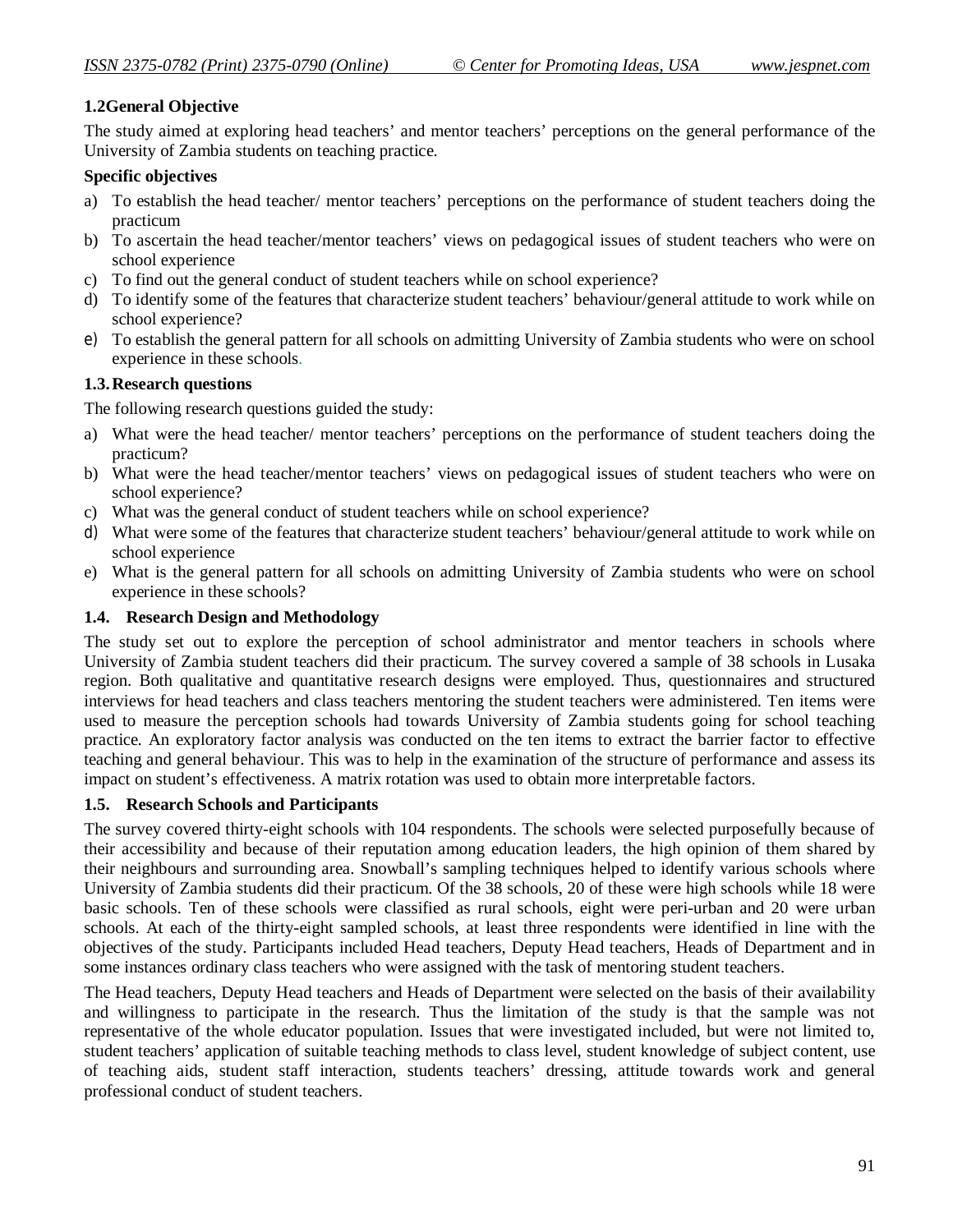### 1.2General Objective

The study aimed at exploring head teachers' and mentor teachers' perceptions on the general performance of the University of Zambia students on teaching practice.

**Specific objectives**

a) To establish the head teacher/ mentor teachers' perceptions on the performance of student teachers doing the practicum
b) To ascertain the head teacher/mentor teachers' views on pedagogical issues of student teachers who were on school experience
c) To find out the general conduct of student teachers while on school experience?
d) To identify some of the features that characterize student teachers' behaviour/general attitude to work while on school experience?
e) To establish the general pattern for all schools on admitting University of Zambia students who were on school experience in these schools.

### 1.3. Research questions

The following research questions guided the study:

a) What were the head teacher/ mentor teachers' perceptions on the performance of student teachers doing the practicum?
b) What were the head teacher/mentor teachers' views on pedagogical issues of student teachers who were on school experience?
c) What was the general conduct of student teachers while on school experience?
d) What were some of the features that characterize student teachers' behaviour/general attitude to work while on school experience
e) What is the general pattern for all schools on admitting University of Zambia students who were on school experience in these schools?

### 1.4. Research Design and Methodology

The study set out to explore the perception of school administrator and mentor teachers in schools where University of Zambia student teachers did their practicum. The survey covered a sample of 38 schools in Lusaka region. Both qualitative and quantitative research designs were employed. Thus, questionnaires and structured interviews for head teachers and class teachers mentoring the student teachers were administered. Ten items were used to measure the perception schools had towards University of Zambia students going for school teaching practice. An exploratory factor analysis was conducted on the ten items to extract the barrier factor to effective teaching and general behaviour. This was to help in the examination of the structure of performance and assess its impact on student's effectiveness. A matrix rotation was used to obtain more interpretable factors.

### 1.5. Research Schools and Participants

The survey covered thirty-eight schools with 104 respondents. The schools were selected purposefully because of their accessibility and because of their reputation among education leaders, the high opinion of them shared by their neighbours and surrounding area. Snowball's sampling techniques helped to identify various schools where University of Zambia students did their practicum. Of the 38 schools, 20 of these were high schools while 18 were basic schools. Ten of these schools were classified as rural schools, eight were peri-urban and 20 were urban schools. At each of the thirty-eight sampled schools, at least three respondents were identified in line with the objectives of the study. Participants included Head teachers, Deputy Head teachers, Heads of Department and in some instances ordinary class teachers who were assigned with the task of mentoring student teachers.

The Head teachers, Deputy Head teachers and Heads of Department were selected on the basis of their availability and willingness to participate in the research. Thus the limitation of the study is that the sample was not representative of the whole educator population. Issues that were investigated included, but were not limited to, student teachers' application of suitable teaching methods to class level, student knowledge of subject content, use of teaching aids, student staff interaction, students teachers' dressing, attitude towards work and general professional conduct of student teachers.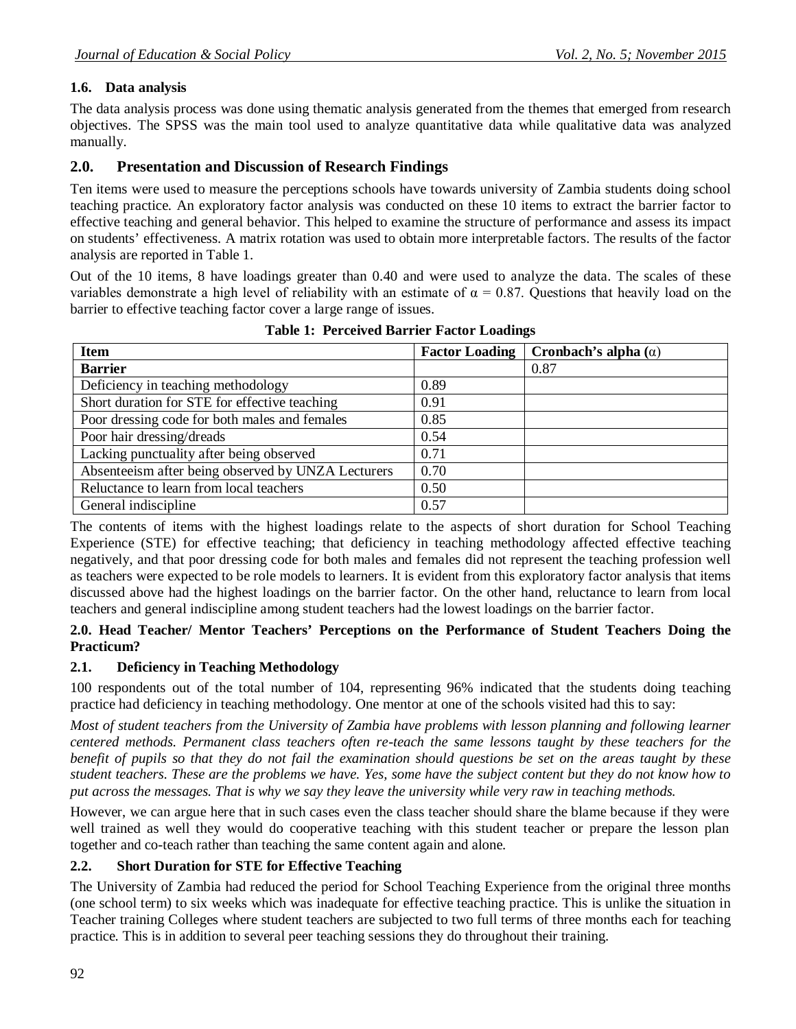### 1.6. Data analysis

The data analysis process was done using thematic analysis generated from the themes that emerged from research objectives. The SPSS was the main tool used to analyze quantitative data while qualitative data was analyzed manually.

## 2.0. Presentation and Discussion of Research Findings

Ten items were used to measure the perceptions schools have towards university of Zambia students doing school teaching practice. An exploratory factor analysis was conducted on these 10 items to extract the barrier factor to effective teaching and general behavior. This helped to examine the structure of performance and assess its impact on students' effectiveness. A matrix rotation was used to obtain more interpretable factors. The results of the factor analysis are reported in Table 1.

Out of the 10 items, 8 have loadings greater than 0.40 and were used to analyze the data. The scales of these variables demonstrate a high level of reliability with an estimate of $\alpha = 0.87$. Questions that heavily load on the barrier to effective teaching factor cover a large range of issues.

**Table 1: Perceived Barrier Factor Loadings**

| Item | Factor Loading | Cronbach's alpha ($\alpha$) |
|---|---|---|
| **Barrier** | | 0.87 |
| Deficiency in teaching methodology | 0.89 | |
| Short duration for STE for effective teaching | 0.91 | |
| Poor dressing code for both males and females | 0.85 | |
| Poor hair dressing/dreads | 0.54 | |
| Lacking punctuality after being observed | 0.71 | |
| Absenteeism after being observed by UNZA Lecturers | 0.70 | |
| Reluctance to learn from local teachers | 0.50 | |
| General indiscipline | 0.57 | |

The contents of items with the highest loadings relate to the aspects of short duration for School Teaching Experience (STE) for effective teaching; that deficiency in teaching methodology affected effective teaching negatively, and that poor dressing code for both males and females did not represent the teaching profession well as teachers were expected to be role models to learners. It is evident from this exploratory factor analysis that items discussed above had the highest loadings on the barrier factor. On the other hand, reluctance to learn from local teachers and general indiscipline among student teachers had the lowest loadings on the barrier factor.

**2.0. Head Teacher/ Mentor Teachers' Perceptions on the Performance of Student Teachers Doing the Practicum?**

### 2.1. Deficiency in Teaching Methodology

100 respondents out of the total number of 104, representing 96% indicated that the students doing teaching practice had deficiency in teaching methodology. One mentor at one of the schools visited had this to say:

*Most of student teachers from the University of Zambia have problems with lesson planning and following learner centered methods. Permanent class teachers often re-teach the same lessons taught by these teachers for the benefit of pupils so that they do not fail the examination should questions be set on the areas taught by these student teachers. These are the problems we have. Yes, some have the subject content but they do not know how to put across the messages. That is why we say they leave the university while very raw in teaching methods.*

However, we can argue here that in such cases even the class teacher should share the blame because if they were well trained as well they would do cooperative teaching with this student teacher or prepare the lesson plan together and co-teach rather than teaching the same content again and alone.

### 2.2. Short Duration for STE for Effective Teaching

The University of Zambia had reduced the period for School Teaching Experience from the original three months (one school term) to six weeks which was inadequate for effective teaching practice. This is unlike the situation in Teacher training Colleges where student teachers are subjected to two full terms of three months each for teaching practice. This is in addition to several peer teaching sessions they do throughout their training.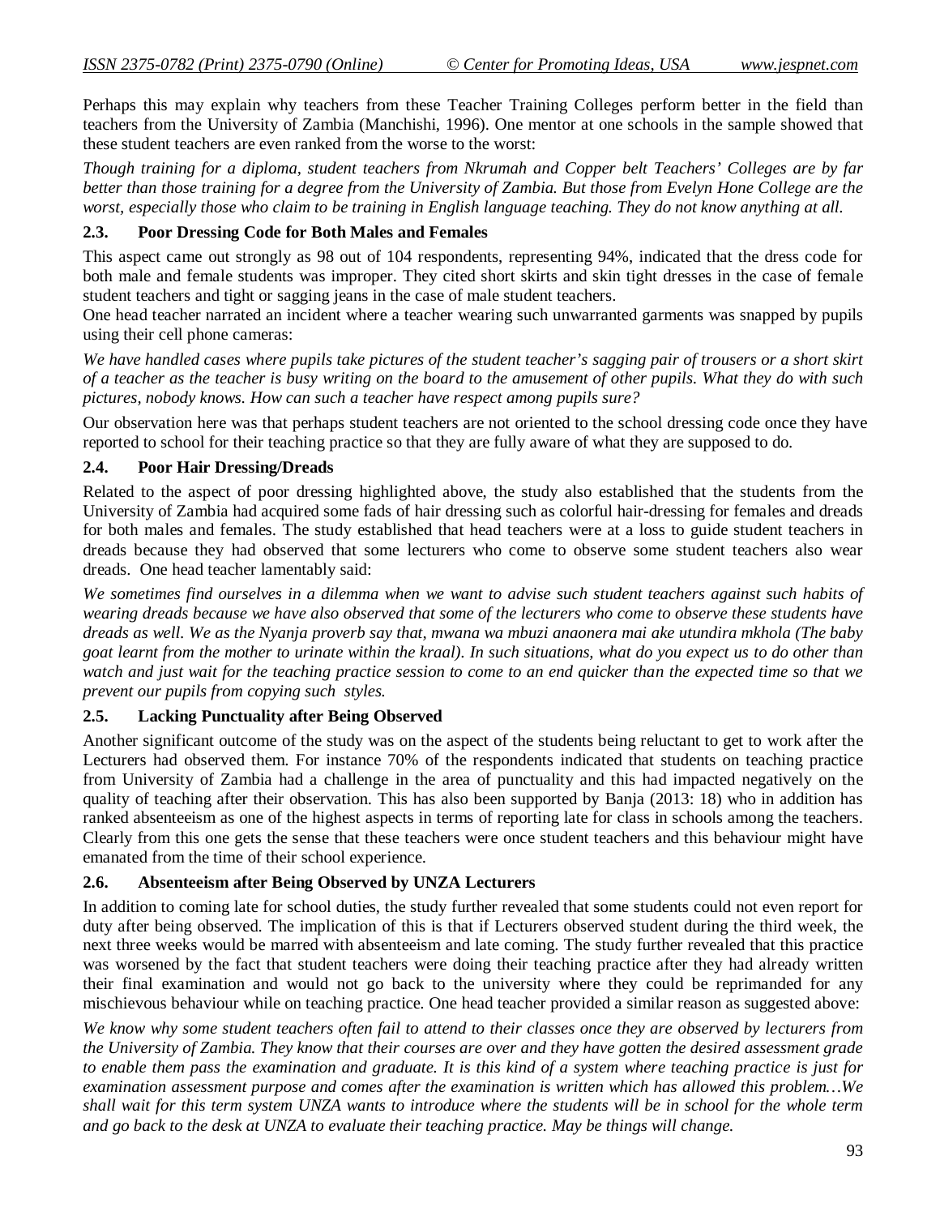Perhaps this may explain why teachers from these Teacher Training Colleges perform better in the field than teachers from the University of Zambia (Manchishi, 1996). One mentor at one schools in the sample showed that these student teachers are even ranked from the worse to the worst:

*Though training for a diploma, student teachers from Nkrumah and Copper belt Teachers' Colleges are by far better than those training for a degree from the University of Zambia. But those from Evelyn Hone College are the worst, especially those who claim to be training in English language teaching. They do not know anything at all.*

### 2.3. Poor Dressing Code for Both Males and Females

This aspect came out strongly as 98 out of 104 respondents, representing 94%, indicated that the dress code for both male and female students was improper. They cited short skirts and skin tight dresses in the case of female student teachers and tight or sagging jeans in the case of male student teachers.

One head teacher narrated an incident where a teacher wearing such unwarranted garments was snapped by pupils using their cell phone cameras:

*We have handled cases where pupils take pictures of the student teacher's sagging pair of trousers or a short skirt of a teacher as the teacher is busy writing on the board to the amusement of other pupils. What they do with such pictures, nobody knows. How can such a teacher have respect among pupils sure?*

Our observation here was that perhaps student teachers are not oriented to the school dressing code once they have reported to school for their teaching practice so that they are fully aware of what they are supposed to do.

### 2.4. Poor Hair Dressing/Dreads

Related to the aspect of poor dressing highlighted above, the study also established that the students from the University of Zambia had acquired some fads of hair dressing such as colorful hair-dressing for females and dreads for both males and females. The study established that head teachers were at a loss to guide student teachers in dreads because they had observed that some lecturers who come to observe some student teachers also wear dreads. One head teacher lamentably said:

*We sometimes find ourselves in a dilemma when we want to advise such student teachers against such habits of wearing dreads because we have also observed that some of the lecturers who come to observe these students have dreads as well. We as the Nyanja proverb say that, mwana wa mbuzi anaonera mai ake utundira mkhola (The baby goat learnt from the mother to urinate within the kraal). In such situations, what do you expect us to do other than watch and just wait for the teaching practice session to come to an end quicker than the expected time so that we prevent our pupils from copying such styles.*

### 2.5. Lacking Punctuality after Being Observed

Another significant outcome of the study was on the aspect of the students being reluctant to get to work after the Lecturers had observed them. For instance 70% of the respondents indicated that students on teaching practice from University of Zambia had a challenge in the area of punctuality and this had impacted negatively on the quality of teaching after their observation. This has also been supported by Banja (2013: 18) who in addition has ranked absenteeism as one of the highest aspects in terms of reporting late for class in schools among the teachers. Clearly from this one gets the sense that these teachers were once student teachers and this behaviour might have emanated from the time of their school experience.

### 2.6. Absenteeism after Being Observed by UNZA Lecturers

In addition to coming late for school duties, the study further revealed that some students could not even report for duty after being observed. The implication of this is that if Lecturers observed student during the third week, the next three weeks would be marred with absenteeism and late coming. The study further revealed that this practice was worsened by the fact that student teachers were doing their teaching practice after they had already written their final examination and would not go back to the university where they could be reprimanded for any mischievous behaviour while on teaching practice. One head teacher provided a similar reason as suggested above:

*We know why some student teachers often fail to attend to their classes once they are observed by lecturers from the University of Zambia. They know that their courses are over and they have gotten the desired assessment grade to enable them pass the examination and graduate. It is this kind of a system where teaching practice is just for examination assessment purpose and comes after the examination is written which has allowed this problem…We shall wait for this term system UNZA wants to introduce where the students will be in school for the whole term and go back to the desk at UNZA to evaluate their teaching practice. May be things will change.*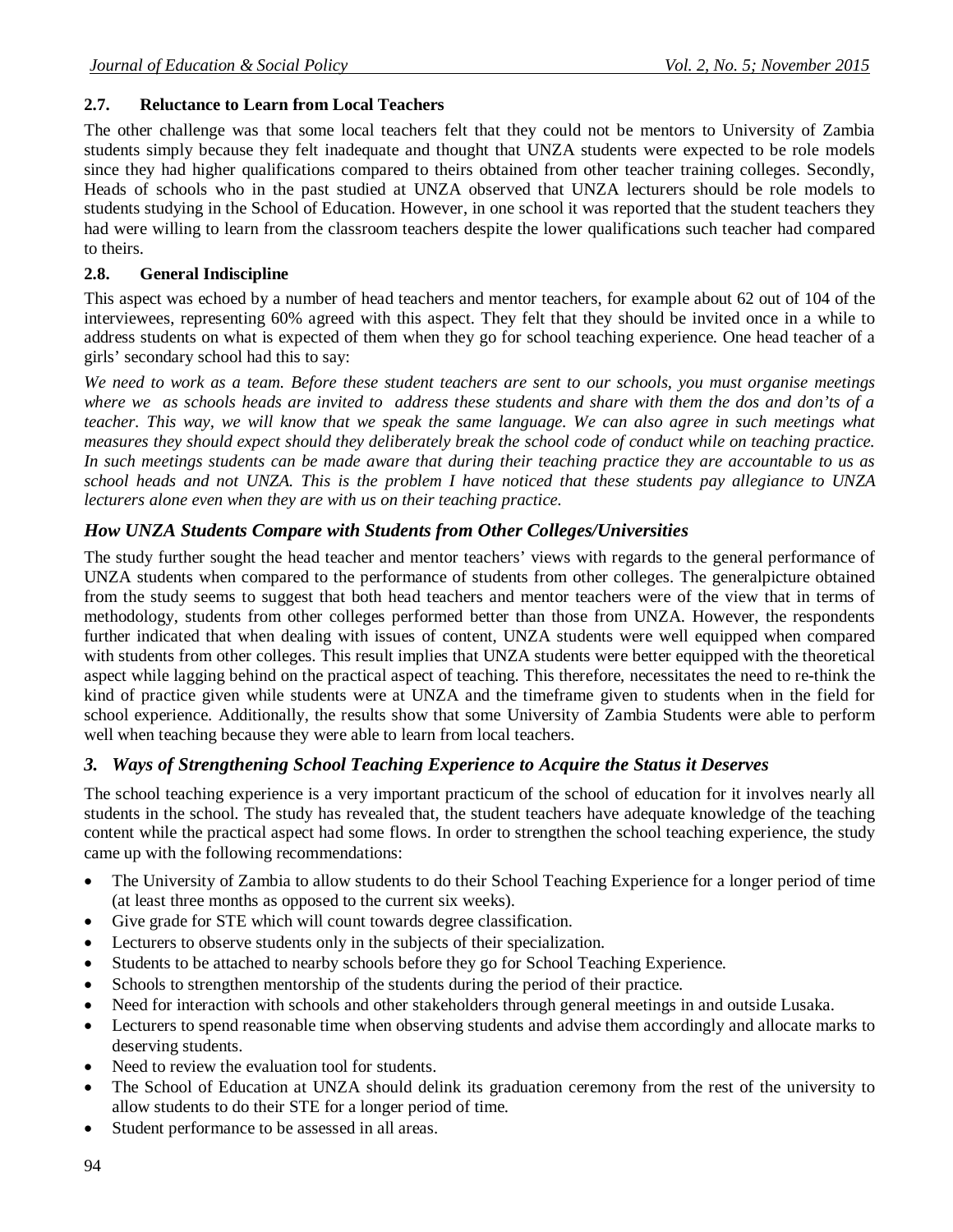### 2.7. Reluctance to Learn from Local Teachers

The other challenge was that some local teachers felt that they could not be mentors to University of Zambia students simply because they felt inadequate and thought that UNZA students were expected to be role models since they had higher qualifications compared to theirs obtained from other teacher training colleges. Secondly, Heads of schools who in the past studied at UNZA observed that UNZA lecturers should be role models to students studying in the School of Education. However, in one school it was reported that the student teachers they had were willing to learn from the classroom teachers despite the lower qualifications such teacher had compared to theirs.

### 2.8. General Indiscipline

This aspect was echoed by a number of head teachers and mentor teachers, for example about 62 out of 104 of the interviewees, representing 60% agreed with this aspect. They felt that they should be invited once in a while to address students on what is expected of them when they go for school teaching experience. One head teacher of a girls' secondary school had this to say:

*We need to work as a team. Before these student teachers are sent to our schools, you must organise meetings where we as schools heads are invited to address these students and share with them the dos and don'ts of a teacher. This way, we will know that we speak the same language. We can also agree in such meetings what measures they should expect should they deliberately break the school code of conduct while on teaching practice. In such meetings students can be made aware that during their teaching practice they are accountable to us as school heads and not UNZA. This is the problem I have noticed that these students pay allegiance to UNZA lecturers alone even when they are with us on their teaching practice.*

## *How UNZA Students Compare with Students from Other Colleges/Universities*

The study further sought the head teacher and mentor teachers' views with regards to the general performance of UNZA students when compared to the performance of students from other colleges. The generalpicture obtained from the study seems to suggest that both head teachers and mentor teachers were of the view that in terms of methodology, students from other colleges performed better than those from UNZA. However, the respondents further indicated that when dealing with issues of content, UNZA students were well equipped when compared with students from other colleges. This result implies that UNZA students were better equipped with the theoretical aspect while lagging behind on the practical aspect of teaching. This therefore, necessitates the need to re-think the kind of practice given while students were at UNZA and the timeframe given to students when in the field for school experience. Additionally, the results show that some University of Zambia Students were able to perform well when teaching because they were able to learn from local teachers.

## *3. Ways of Strengthening School Teaching Experience to Acquire the Status it Deserves*

The school teaching experience is a very important practicum of the school of education for it involves nearly all students in the school. The study has revealed that, the student teachers have adequate knowledge of the teaching content while the practical aspect had some flows. In order to strengthen the school teaching experience, the study came up with the following recommendations:

- The University of Zambia to allow students to do their School Teaching Experience for a longer period of time (at least three months as opposed to the current six weeks).
- Give grade for STE which will count towards degree classification.
- Lecturers to observe students only in the subjects of their specialization.
- Students to be attached to nearby schools before they go for School Teaching Experience.
- Schools to strengthen mentorship of the students during the period of their practice.
- Need for interaction with schools and other stakeholders through general meetings in and outside Lusaka.
- Lecturers to spend reasonable time when observing students and advise them accordingly and allocate marks to deserving students.
- Need to review the evaluation tool for students.
- The School of Education at UNZA should delink its graduation ceremony from the rest of the university to allow students to do their STE for a longer period of time.
- Student performance to be assessed in all areas.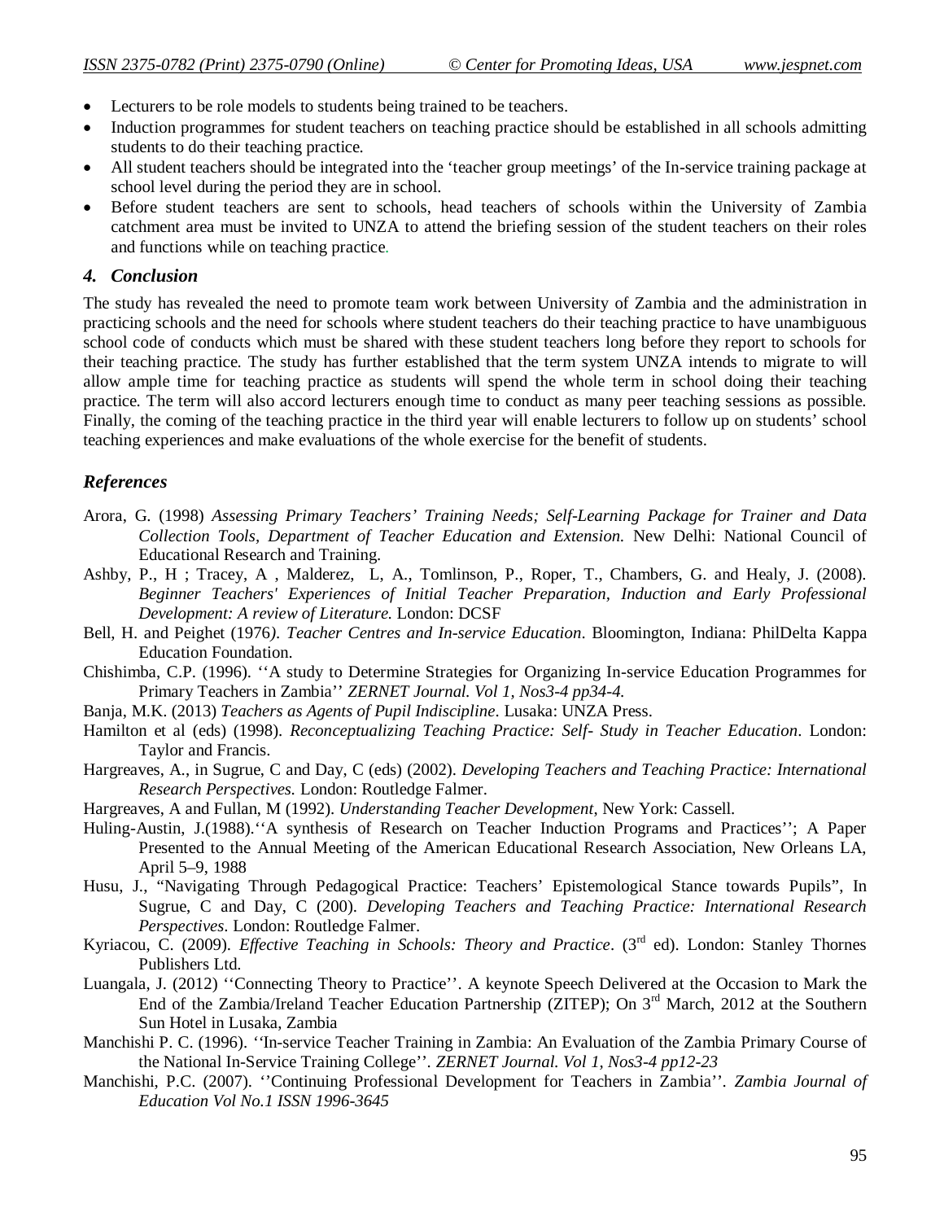- Lecturers to be role models to students being trained to be teachers.
- Induction programmes for student teachers on teaching practice should be established in all schools admitting students to do their teaching practice.
- All student teachers should be integrated into the 'teacher group meetings' of the In-service training package at school level during the period they are in school.
- Before student teachers are sent to schools, head teachers of schools within the University of Zambia catchment area must be invited to UNZA to attend the briefing session of the student teachers on their roles and functions while on teaching practice.

### *4. Conclusion*

The study has revealed the need to promote team work between University of Zambia and the administration in practicing schools and the need for schools where student teachers do their teaching practice to have unambiguous school code of conducts which must be shared with these student teachers long before they report to schools for their teaching practice. The study has further established that the term system UNZA intends to migrate to will allow ample time for teaching practice as students will spend the whole term in school doing their teaching practice. The term will also accord lecturers enough time to conduct as many peer teaching sessions as possible. Finally, the coming of the teaching practice in the third year will enable lecturers to follow up on students' school teaching experiences and make evaluations of the whole exercise for the benefit of students.

### *References*

Arora, G. (1998) *Assessing Primary Teachers' Training Needs; Self-Learning Package for Trainer and Data Collection Tools, Department of Teacher Education and Extension.* New Delhi: National Council of Educational Research and Training.

Ashby, P., H ; Tracey, A , Malderez, L, A., Tomlinson, P., Roper, T., Chambers, G. and Healy, J. (2008). *Beginner Teachers' Experiences of Initial Teacher Preparation, Induction and Early Professional Development: A review of Literature.* London: DCSF

Bell, H. and Peighet (1976*). Teacher Centres and In-service Education*. Bloomington, Indiana: PhilDelta Kappa Education Foundation.

Chishimba, C.P. (1996). ''A study to Determine Strategies for Organizing In-service Education Programmes for Primary Teachers in Zambia'' *ZERNET Journal. Vol 1, Nos3-4 pp34-4.*

Banja, M.K. (2013) *Teachers as Agents of Pupil Indiscipline*. Lusaka: UNZA Press.

Hamilton et al (eds) (1998). *Reconceptualizing Teaching Practice: Self- Study in Teacher Education*. London: Taylor and Francis.

Hargreaves, A., in Sugrue, C and Day, C (eds) (2002). *Developing Teachers and Teaching Practice: International Research Perspectives.* London: Routledge Falmer.

Hargreaves, A and Fullan, M (1992). *Understanding Teacher Development*, New York: Cassell.

Huling-Austin, J.(1988).''A synthesis of Research on Teacher Induction Programs and Practices''; A Paper Presented to the Annual Meeting of the American Educational Research Association, New Orleans LA, April 5–9, 1988

Husu, J., "Navigating Through Pedagogical Practice: Teachers' Epistemological Stance towards Pupils", In Sugrue, C and Day, C (200). *Developing Teachers and Teaching Practice: International Research Perspectives*. London: Routledge Falmer.

Kyriacou, C. (2009). *Effective Teaching in Schools: Theory and Practice*. (3rd ed). London: Stanley Thornes Publishers Ltd.

Luangala, J. (2012) ''Connecting Theory to Practice''. A keynote Speech Delivered at the Occasion to Mark the End of the Zambia/Ireland Teacher Education Partnership (ZITEP); On 3rd March, 2012 at the Southern Sun Hotel in Lusaka, Zambia

Manchishi P. C. (1996). ''In-service Teacher Training in Zambia: An Evaluation of the Zambia Primary Course of the National In-Service Training College''. *ZERNET Journal. Vol 1, Nos3-4 pp12-23*

Manchishi, P.C. (2007). ''Continuing Professional Development for Teachers in Zambia''. *Zambia Journal of Education Vol No.1 ISSN 1996-3645*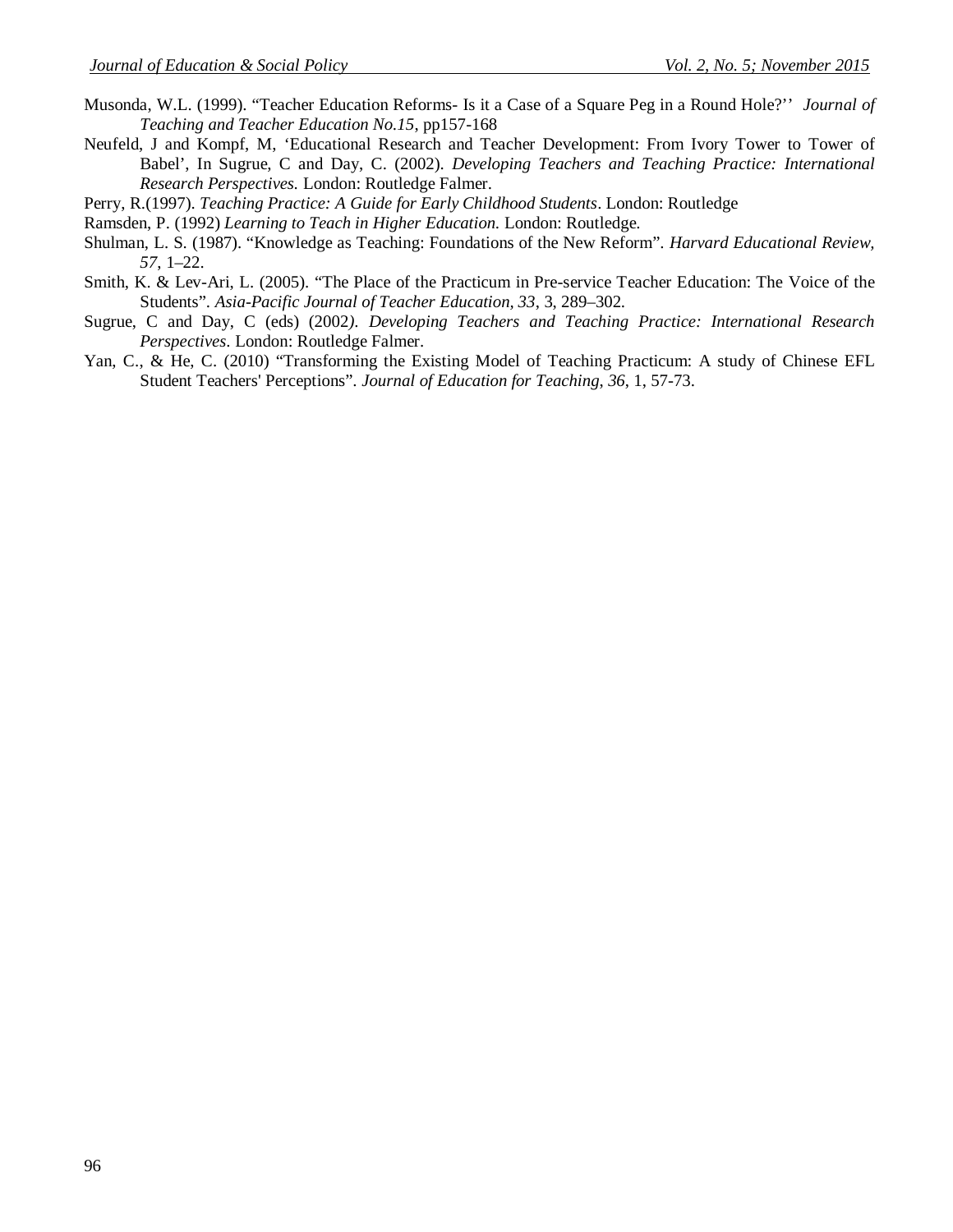Musonda, W.L. (1999). “Teacher Education Reforms- Is it a Case of a Square Peg in a Round Hole?’’ *Journal of Teaching and Teacher Education No.15*, pp157-168

Neufeld, J and Kompf, M, ‘Educational Research and Teacher Development: From Ivory Tower to Tower of Babel’, In Sugrue, C and Day, C. (2002). *Developing Teachers and Teaching Practice: International Research Perspectives.* London: Routledge Falmer.

Perry, R.(1997). *Teaching Practice: A Guide for Early Childhood Students*. London: Routledge

Ramsden, P. (1992) *Learning to Teach in Higher Education.* London: Routledge.

Shulman, L. S. (1987). “Knowledge as Teaching: Foundations of the New Reform”. *Harvard Educational Review, 57*, 1–22.

Smith, K. & Lev-Ari, L. (2005). “The Place of the Practicum in Pre-service Teacher Education: The Voice of the Students”. *Asia-Pacific Journal of Teacher Education, 33*, 3, 289–302.

Sugrue, C and Day, C (eds) (2002*). Developing Teachers and Teaching Practice: International Research Perspectives*. London: Routledge Falmer.

Yan, C., & He, C. (2010) “Transforming the Existing Model of Teaching Practicum: A study of Chinese EFL Student Teachers' Perceptions”. *Journal of Education for Teaching*, *36*, 1, 57-73.